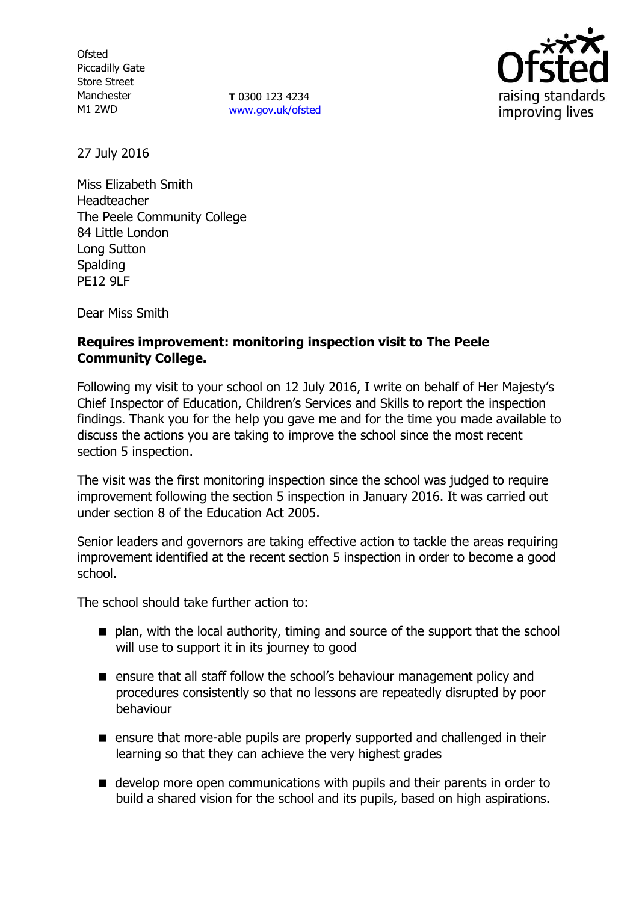Ofsted
Piccadilly Gate
Store Street
Manchester
M1 2WD

**T** 0300 123 4234
www.gov.uk/ofsted

27 July 2016

Miss Elizabeth Smith
Headteacher
The Peele Community College
84 Little London
Long Sutton
Spalding
PE12 9LF

Dear Miss Smith

**Requires improvement: monitoring inspection visit to The Peele Community College.**

Following my visit to your school on 12 July 2016, I write on behalf of Her Majesty's Chief Inspector of Education, Children's Services and Skills to report the inspection findings. Thank you for the help you gave me and for the time you made available to discuss the actions you are taking to improve the school since the most recent section 5 inspection.

The visit was the first monitoring inspection since the school was judged to require improvement following the section 5 inspection in January 2016. It was carried out under section 8 of the Education Act 2005.

Senior leaders and governors are taking effective action to tackle the areas requiring improvement identified at the recent section 5 inspection in order to become a good school.

The school should take further action to:

- plan, with the local authority, timing and source of the support that the school will use to support it in its journey to good
- ensure that all staff follow the school's behaviour management policy and procedures consistently so that no lessons are repeatedly disrupted by poor behaviour
- ensure that more-able pupils are properly supported and challenged in their learning so that they can achieve the very highest grades
- develop more open communications with pupils and their parents in order to build a shared vision for the school and its pupils, based on high aspirations.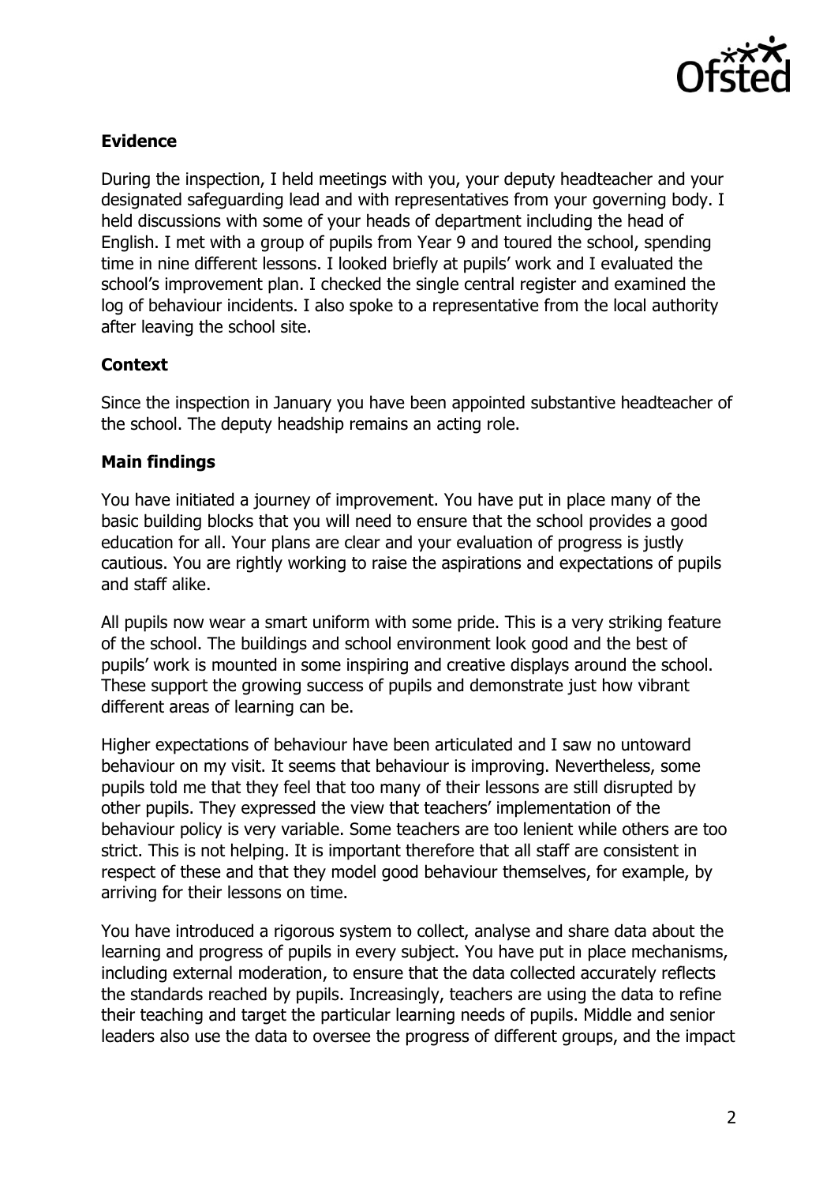## Evidence

During the inspection, I held meetings with you, your deputy headteacher and your designated safeguarding lead and with representatives from your governing body. I held discussions with some of your heads of department including the head of English. I met with a group of pupils from Year 9 and toured the school, spending time in nine different lessons. I looked briefly at pupils' work and I evaluated the school's improvement plan. I checked the single central register and examined the log of behaviour incidents. I also spoke to a representative from the local authority after leaving the school site.

## Context

Since the inspection in January you have been appointed substantive headteacher of the school. The deputy headship remains an acting role.

## Main findings

You have initiated a journey of improvement. You have put in place many of the basic building blocks that you will need to ensure that the school provides a good education for all. Your plans are clear and your evaluation of progress is justly cautious. You are rightly working to raise the aspirations and expectations of pupils and staff alike.

All pupils now wear a smart uniform with some pride. This is a very striking feature of the school. The buildings and school environment look good and the best of pupils' work is mounted in some inspiring and creative displays around the school. These support the growing success of pupils and demonstrate just how vibrant different areas of learning can be.

Higher expectations of behaviour have been articulated and I saw no untoward behaviour on my visit. It seems that behaviour is improving. Nevertheless, some pupils told me that they feel that too many of their lessons are still disrupted by other pupils. They expressed the view that teachers' implementation of the behaviour policy is very variable. Some teachers are too lenient while others are too strict. This is not helping. It is important therefore that all staff are consistent in respect of these and that they model good behaviour themselves, for example, by arriving for their lessons on time.

You have introduced a rigorous system to collect, analyse and share data about the learning and progress of pupils in every subject. You have put in place mechanisms, including external moderation, to ensure that the data collected accurately reflects the standards reached by pupils. Increasingly, teachers are using the data to refine their teaching and target the particular learning needs of pupils. Middle and senior leaders also use the data to oversee the progress of different groups, and the impact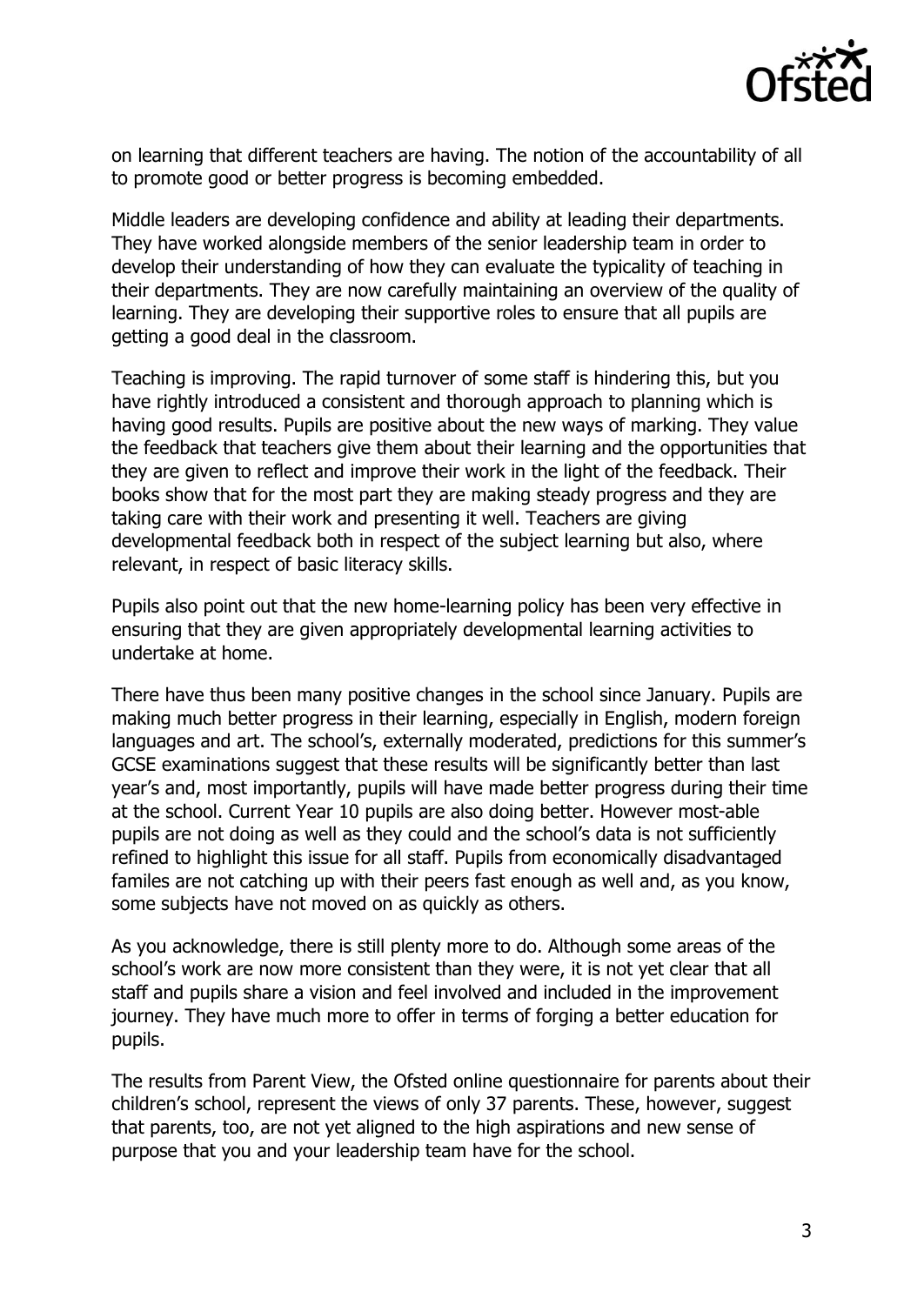on learning that different teachers are having. The notion of the accountability of all to promote good or better progress is becoming embedded.

Middle leaders are developing confidence and ability at leading their departments. They have worked alongside members of the senior leadership team in order to develop their understanding of how they can evaluate the typicality of teaching in their departments. They are now carefully maintaining an overview of the quality of learning. They are developing their supportive roles to ensure that all pupils are getting a good deal in the classroom.

Teaching is improving. The rapid turnover of some staff is hindering this, but you have rightly introduced a consistent and thorough approach to planning which is having good results. Pupils are positive about the new ways of marking. They value the feedback that teachers give them about their learning and the opportunities that they are given to reflect and improve their work in the light of the feedback. Their books show that for the most part they are making steady progress and they are taking care with their work and presenting it well. Teachers are giving developmental feedback both in respect of the subject learning but also, where relevant, in respect of basic literacy skills.

Pupils also point out that the new home-learning policy has been very effective in ensuring that they are given appropriately developmental learning activities to undertake at home.

There have thus been many positive changes in the school since January. Pupils are making much better progress in their learning, especially in English, modern foreign languages and art. The school's, externally moderated, predictions for this summer's GCSE examinations suggest that these results will be significantly better than last year's and, most importantly, pupils will have made better progress during their time at the school. Current Year 10 pupils are also doing better. However most-able pupils are not doing as well as they could and the school's data is not sufficiently refined to highlight this issue for all staff. Pupils from economically disadvantaged familes are not catching up with their peers fast enough as well and, as you know, some subjects have not moved on as quickly as others.

As you acknowledge, there is still plenty more to do. Although some areas of the school's work are now more consistent than they were, it is not yet clear that all staff and pupils share a vision and feel involved and included in the improvement journey. They have much more to offer in terms of forging a better education for pupils.

The results from Parent View, the Ofsted online questionnaire for parents about their children's school, represent the views of only 37 parents. These, however, suggest that parents, too, are not yet aligned to the high aspirations and new sense of purpose that you and your leadership team have for the school.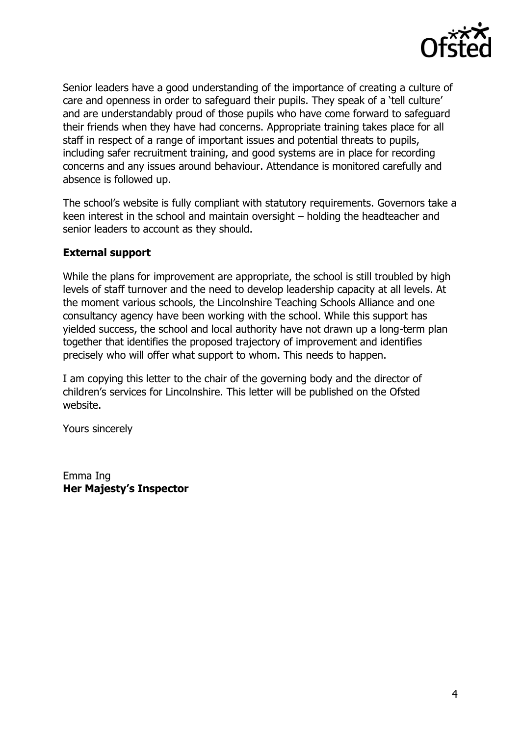Senior leaders have a good understanding of the importance of creating a culture of care and openness in order to safeguard their pupils. They speak of a 'tell culture' and are understandably proud of those pupils who have come forward to safeguard their friends when they have had concerns. Appropriate training takes place for all staff in respect of a range of important issues and potential threats to pupils, including safer recruitment training, and good systems are in place for recording concerns and any issues around behaviour. Attendance is monitored carefully and absence is followed up.

The school's website is fully compliant with statutory requirements. Governors take a keen interest in the school and maintain oversight – holding the headteacher and senior leaders to account as they should.

### External support

While the plans for improvement are appropriate, the school is still troubled by high levels of staff turnover and the need to develop leadership capacity at all levels. At the moment various schools, the Lincolnshire Teaching Schools Alliance and one consultancy agency have been working with the school. While this support has yielded success, the school and local authority have not drawn up a long-term plan together that identifies the proposed trajectory of improvement and identifies precisely who will offer what support to whom. This needs to happen.

I am copying this letter to the chair of the governing body and the director of children's services for Lincolnshire. This letter will be published on the Ofsted website.

Yours sincerely

Emma Ing
**Her Majesty's Inspector**